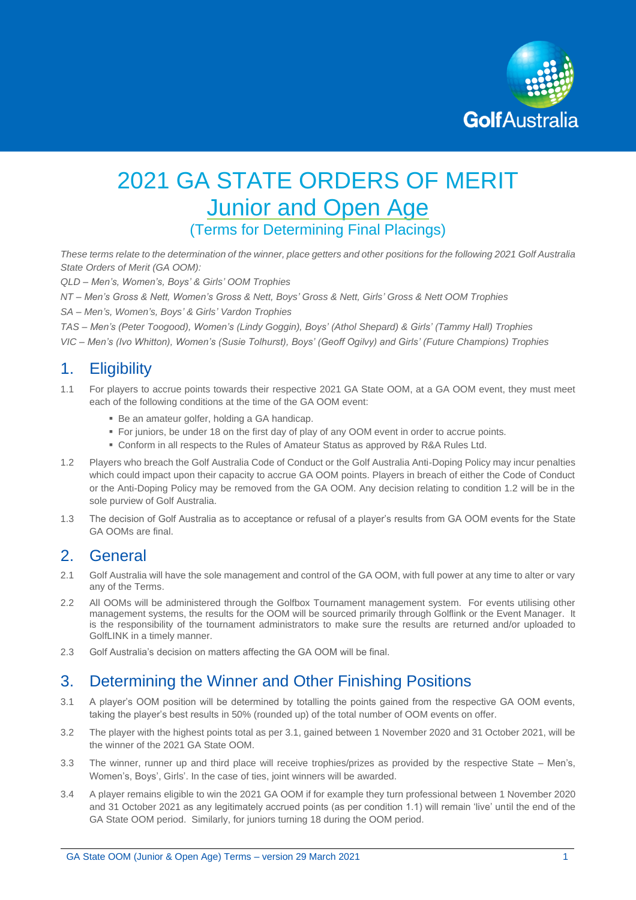# 2021 GA STATE ORDERS OF MERIT

## Junior and Open Age

### (Terms for Determining Final Placings)

*These terms relate to the determination of the winner, place getters and other positions for the following 2021 Golf Australia State Orders of Merit (GA OOM):*

*QLD – Men's, Women's, Boys' & Girls' OOM Trophies*

*NT – Men's Gross & Nett, Women's Gross & Nett, Boys' Gross & Nett, Girls' Gross & Nett OOM Trophies*

*SA – Men's, Women's, Boys' & Girls' Vardon Trophies*

*TAS – Men's (Peter Toogood), Women's (Lindy Goggin), Boys' (Athol Shepard) & Girls' (Tammy Hall) Trophies*

*VIC – Men's (Ivo Whitton), Women's (Susie Tolhurst), Boys' (Geoff Ogilvy) and Girls' (Future Champions) Trophies*

## 1. Eligibility

1.1 For players to accrue points towards their respective 2021 GA State OOM, at a GA OOM event, they must meet each of the following conditions at the time of the GA OOM event:

- Be an amateur golfer, holding a GA handicap.
- For juniors, be under 18 on the first day of play of any OOM event in order to accrue points.
- Conform in all respects to the Rules of Amateur Status as approved by R&A Rules Ltd.

1.2 Players who breach the Golf Australia Code of Conduct or the Golf Australia Anti-Doping Policy may incur penalties which could impact upon their capacity to accrue GA OOM points. Players in breach of either the Code of Conduct or the Anti-Doping Policy may be removed from the GA OOM. Any decision relating to condition 1.2 will be in the sole purview of Golf Australia.

1.3 The decision of Golf Australia as to acceptance or refusal of a player's results from GA OOM events for the State GA OOMs are final.

## 2. General

2.1 Golf Australia will have the sole management and control of the GA OOM, with full power at any time to alter or vary any of the Terms.

2.2 All OOMs will be administered through the Golfbox Tournament management system. For events utilising other management systems, the results for the OOM will be sourced primarily through Golflink or the Event Manager. It is the responsibility of the tournament administrators to make sure the results are returned and/or uploaded to GolfLINK in a timely manner.

2.3 Golf Australia's decision on matters affecting the GA OOM will be final.

## 3. Determining the Winner and Other Finishing Positions

3.1 A player's OOM position will be determined by totalling the points gained from the respective GA OOM events, taking the player's best results in 50% (rounded up) of the total number of OOM events on offer.

3.2 The player with the highest points total as per 3.1, gained between 1 November 2020 and 31 October 2021, will be the winner of the 2021 GA State OOM.

3.3 The winner, runner up and third place will receive trophies/prizes as provided by the respective State – Men's, Women's, Boys', Girls'. In the case of ties, joint winners will be awarded.

3.4 A player remains eligible to win the 2021 GA OOM if for example they turn professional between 1 November 2020 and 31 October 2021 as any legitimately accrued points (as per condition 1.1) will remain 'live' until the end of the GA State OOM period. Similarly, for juniors turning 18 during the OOM period.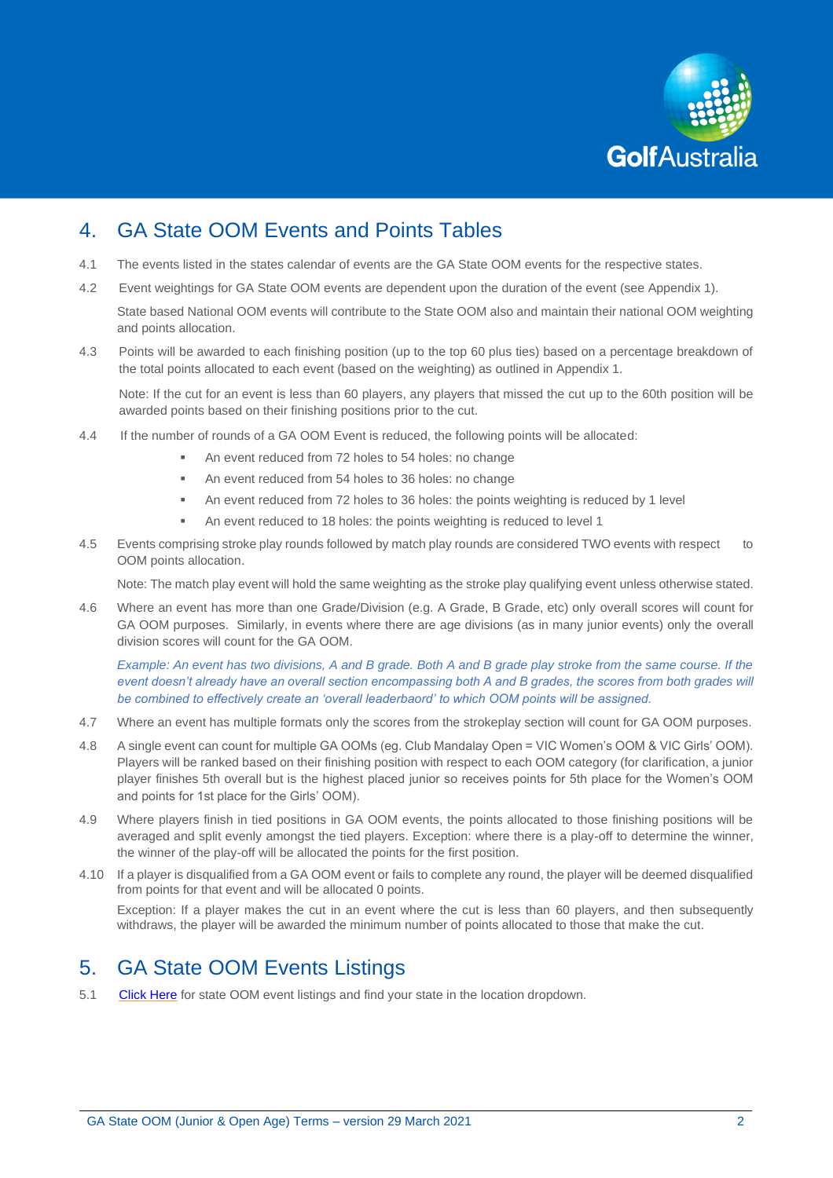## 4. GA State OOM Events and Points Tables

4.1 The events listed in the states calendar of events are the GA State OOM events for the respective states.

4.2 Event weightings for GA State OOM events are dependent upon the duration of the event (see Appendix 1).

State based National OOM events will contribute to the State OOM also and maintain their national OOM weighting and points allocation.

4.3 Points will be awarded to each finishing position (up to the top 60 plus ties) based on a percentage breakdown of the total points allocated to each event (based on the weighting) as outlined in Appendix 1.

Note: If the cut for an event is less than 60 players, any players that missed the cut up to the 60th position will be awarded points based on their finishing positions prior to the cut.

4.4 If the number of rounds of a GA OOM Event is reduced, the following points will be allocated:

- An event reduced from 72 holes to 54 holes: no change
- An event reduced from 54 holes to 36 holes: no change
- An event reduced from 72 holes to 36 holes: the points weighting is reduced by 1 level
- An event reduced to 18 holes: the points weighting is reduced to level 1

4.5 Events comprising stroke play rounds followed by match play rounds are considered TWO events with respect to OOM points allocation.

Note: The match play event will hold the same weighting as the stroke play qualifying event unless otherwise stated.

4.6 Where an event has more than one Grade/Division (e.g. A Grade, B Grade, etc) only overall scores will count for GA OOM purposes. Similarly, in events where there are age divisions (as in many junior events) only the overall division scores will count for the GA OOM.

*Example: An event has two divisions, A and B grade. Both A and B grade play stroke from the same course. If the event doesn't already have an overall section encompassing both A and B grades, the scores from both grades will be combined to effectively create an 'overall leaderbaord' to which OOM points will be assigned.*

4.7 Where an event has multiple formats only the scores from the strokeplay section will count for GA OOM purposes.

4.8 A single event can count for multiple GA OOMs (eg. Club Mandalay Open = VIC Women's OOM & VIC Girls' OOM). Players will be ranked based on their finishing position with respect to each OOM category (for clarification, a junior player finishes 5th overall but is the highest placed junior so receives points for 5th place for the Women's OOM and points for 1st place for the Girls' OOM).

4.9 Where players finish in tied positions in GA OOM events, the points allocated to those finishing positions will be averaged and split evenly amongst the tied players. Exception: where there is a play-off to determine the winner, the winner of the play-off will be allocated the points for the first position.

4.10 If a player is disqualified from a GA OOM event or fails to complete any round, the player will be deemed disqualified from points for that event and will be allocated 0 points.

Exception: If a player makes the cut in an event where the cut is less than 60 players, and then subsequently withdraws, the player will be awarded the minimum number of points allocated to those that make the cut.

## 5. GA State OOM Events Listings

5.1 Click Here for state OOM event listings and find your state in the location dropdown.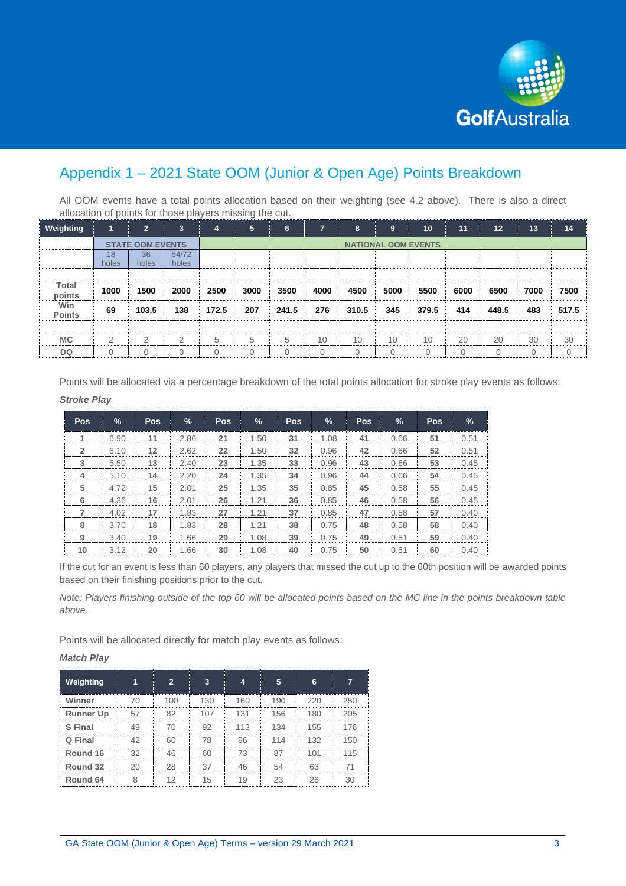## Appendix 1 – 2021 State OOM (Junior & Open Age) Points Breakdown

All OOM events have a total points allocation based on their weighting (see 4.2 above). There is also a direct allocation of points for those players missing the cut.

| Weighting | 1 | 2 | 3 | 4 | 5 | 6 | 7 | 8 | 9 | 10 | 11 | 12 | 13 | 14 |
|---|---|---|---|---|---|---|---|---|---|---|---|---|---|---|
| | STATE OOM EVENTS | | | NATIONAL OOM EVENTS | | | | | | | | | | |
| | 18 holes | 36 holes | 54/72 holes | | | | | | | | | | | |
| | | | | | | | | | | | | | | |
| Total points | 1000 | 1500 | 2000 | 2500 | 3000 | 3500 | 4000 | 4500 | 5000 | 5500 | 6000 | 6500 | 7000 | 7500 |
| Win Points | 69 | 103.5 | 138 | 172.5 | 207 | 241.5 | 276 | 310.5 | 345 | 379.5 | 414 | 448.5 | 483 | 517.5 |
| | | | | | | | | | | | | | | |
| MC | 2 | 2 | 2 | 5 | 5 | 5 | 10 | 10 | 10 | 10 | 20 | 20 | 30 | 30 |
| DQ | 0 | 0 | 0 | 0 | 0 | 0 | 0 | 0 | 0 | 0 | 0 | 0 | 0 | 0 |

Points will be allocated via a percentage breakdown of the total points allocation for stroke play events as follows:

*Stroke Play*

| Pos | % | Pos | % | Pos | % | Pos | % | Pos | % | Pos | % |
|---|---|---|---|---|---|---|---|---|---|---|---|
| 1 | 6.90 | 11 | 2.86 | 21 | 1.50 | 31 | 1.08 | 41 | 0.66 | 51 | 0.51 |
| 2 | 6.10 | 12 | 2.62 | 22 | 1.50 | 32 | 0.96 | 42 | 0.66 | 52 | 0.51 |
| 3 | 5.50 | 13 | 2.40 | 23 | 1.35 | 33 | 0.96 | 43 | 0.66 | 53 | 0.45 |
| 4 | 5.10 | 14 | 2.20 | 24 | 1.35 | 34 | 0.96 | 44 | 0.66 | 54 | 0.45 |
| 5 | 4.72 | 15 | 2.01 | 25 | 1.35 | 35 | 0.85 | 45 | 0.58 | 55 | 0.45 |
| 6 | 4.36 | 16 | 2.01 | 26 | 1.21 | 36 | 0.85 | 46 | 0.58 | 56 | 0.45 |
| 7 | 4.02 | 17 | 1.83 | 27 | 1.21 | 37 | 0.85 | 47 | 0.58 | 57 | 0.40 |
| 8 | 3.70 | 18 | 1.83 | 28 | 1.21 | 38 | 0.75 | 48 | 0.58 | 58 | 0.40 |
| 9 | 3.40 | 19 | 1.66 | 29 | 1.08 | 39 | 0.75 | 49 | 0.51 | 59 | 0.40 |
| 10 | 3.12 | 20 | 1.66 | 30 | 1.08 | 40 | 0.75 | 50 | 0.51 | 60 | 0.40 |

If the cut for an event is less than 60 players, any players that missed the cut up to the 60th position will be awarded points based on their finishing positions prior to the cut.

*Note: Players finishing outside of the top 60 will be allocated points based on the MC line in the points breakdown table above.*

Points will be allocated directly for match play events as follows:

*Match Play*

| Weighting | 1 | 2 | 3 | 4 | 5 | 6 | 7 |
|---|---|---|---|---|---|---|---|
| Winner | 70 | 100 | 130 | 160 | 190 | 220 | 250 |
| Runner Up | 57 | 82 | 107 | 131 | 156 | 180 | 205 |
| S Final | 49 | 70 | 92 | 113 | 134 | 155 | 176 |
| Q Final | 42 | 60 | 78 | 96 | 114 | 132 | 150 |
| Round 16 | 32 | 46 | 60 | 73 | 87 | 101 | 115 |
| Round 32 | 20 | 28 | 37 | 46 | 54 | 63 | 71 |
| Round 64 | 8 | 12 | 15 | 19 | 23 | 26 | 30 |